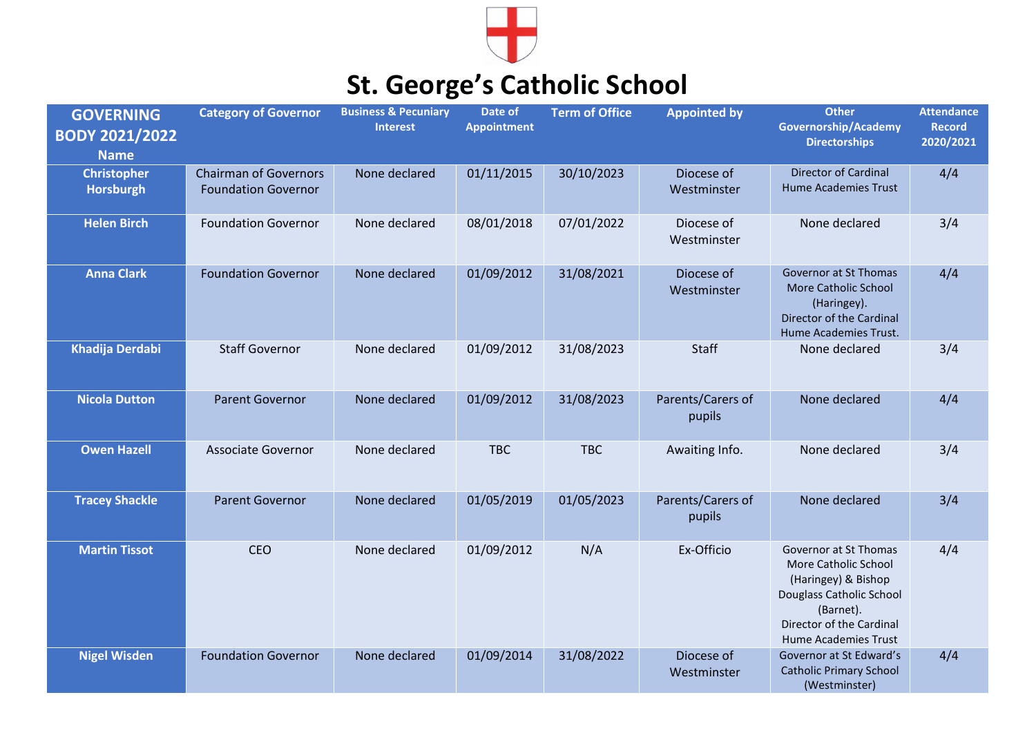# St. George's Catholic School

| GOVERNING BODY 2021/2022 Name | Category of Governor | Business & Pecuniary Interest | Date of Appointment | Term of Office | Appointed by | Other Governorship/Academy Directorships | Attendance Record 2020/2021 |
|---|---|---|---|---|---|---|---|
| **Christopher Horsburgh** | Chairman of Governors Foundation Governor | None declared | 01/11/2015 | 30/10/2023 | Diocese of Westminster | Director of Cardinal Hume Academies Trust | 4/4 |
| **Helen Birch** | Foundation Governor | None declared | 08/01/2018 | 07/01/2022 | Diocese of Westminster | None declared | 3/4 |
| **Anna Clark** | Foundation Governor | None declared | 01/09/2012 | 31/08/2021 | Diocese of Westminster | Governor at St Thomas More Catholic School (Haringey). Director of the Cardinal Hume Academies Trust. | 4/4 |
| **Khadija Derdabi** | Staff Governor | None declared | 01/09/2012 | 31/08/2023 | Staff | None declared | 3/4 |
| **Nicola Dutton** | Parent Governor | None declared | 01/09/2012 | 31/08/2023 | Parents/Carers of pupils | None declared | 4/4 |
| **Owen Hazell** | Associate Governor | None declared | TBC | TBC | Awaiting Info. | None declared | 3/4 |
| **Tracey Shackle** | Parent Governor | None declared | 01/05/2019 | 01/05/2023 | Parents/Carers of pupils | None declared | 3/4 |
| **Martin Tissot** | CEO | None declared | 01/09/2012 | N/A | Ex-Officio | Governor at St Thomas More Catholic School (Haringey) & Bishop Douglass Catholic School (Barnet). Director of the Cardinal Hume Academies Trust | 4/4 |
| **Nigel Wisden** | Foundation Governor | None declared | 01/09/2014 | 31/08/2022 | Diocese of Westminster | Governor at St Edward's Catholic Primary School (Westminster) | 4/4 |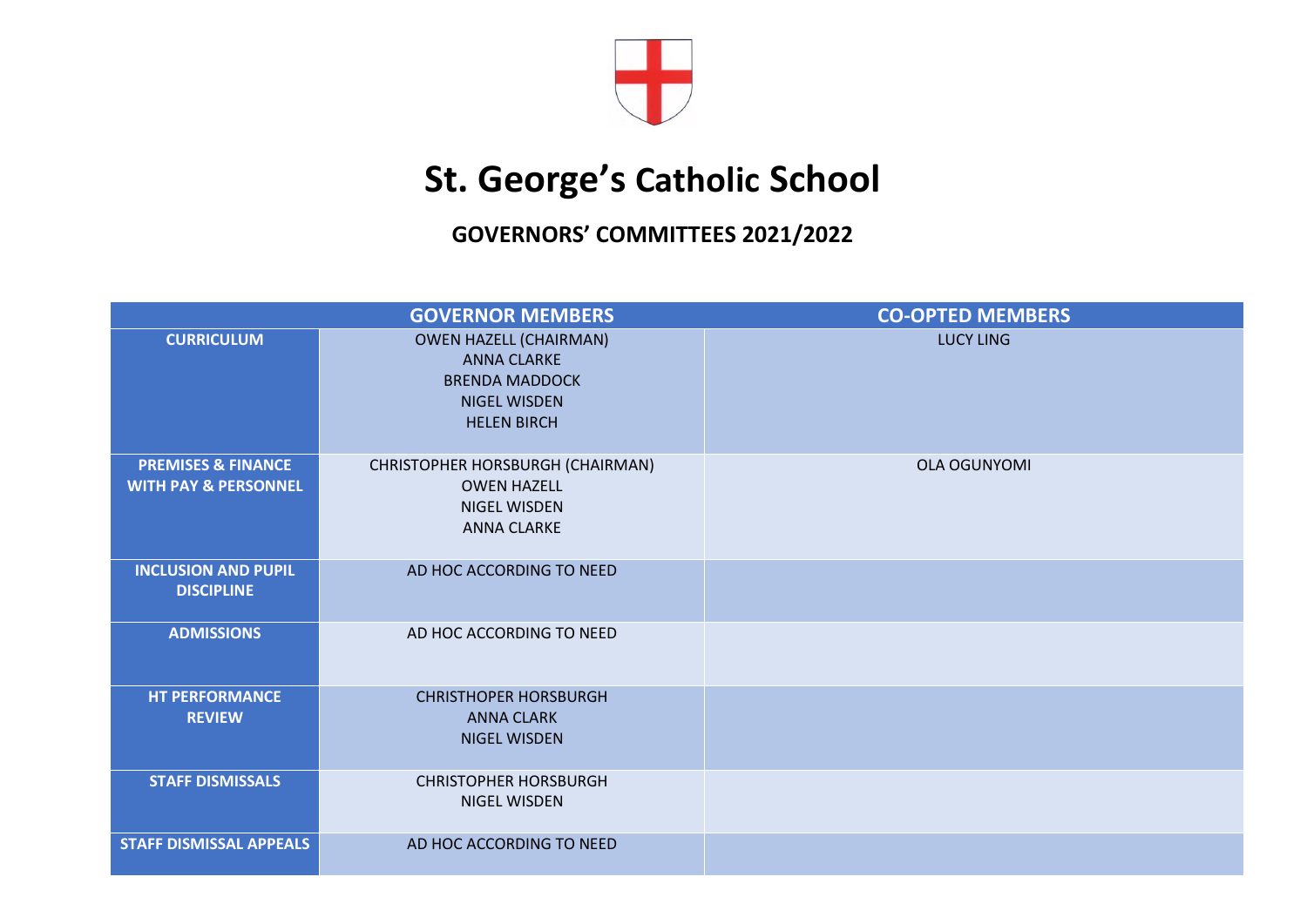# St. George's Catholic School

## GOVERNORS' COMMITTEES 2021/2022

| | GOVERNOR MEMBERS | CO-OPTED MEMBERS |
|---|---|---|
| **CURRICULUM** | OWEN HAZELL (CHAIRMAN)<br>ANNA CLARKE<br>BRENDA MADDOCK<br>NIGEL WISDEN<br>HELEN BIRCH | LUCY LING |
| **PREMISES & FINANCE WITH PAY & PERSONNEL** | CHRISTOPHER HORSBURGH (CHAIRMAN)<br>OWEN HAZELL<br>NIGEL WISDEN<br>ANNA CLARKE | OLA OGUNYOMI |
| **INCLUSION AND PUPIL DISCIPLINE** | AD HOC ACCORDING TO NEED | |
| **ADMISSIONS** | AD HOC ACCORDING TO NEED | |
| **HT PERFORMANCE REVIEW** | CHRISTHOPER HORSBURGH<br>ANNA CLARK<br>NIGEL WISDEN | |
| **STAFF DISMISSALS** | CHRISTOPHER HORSBURGH<br>NIGEL WISDEN | |
| **STAFF DISMISSAL APPEALS** | AD HOC ACCORDING TO NEED | |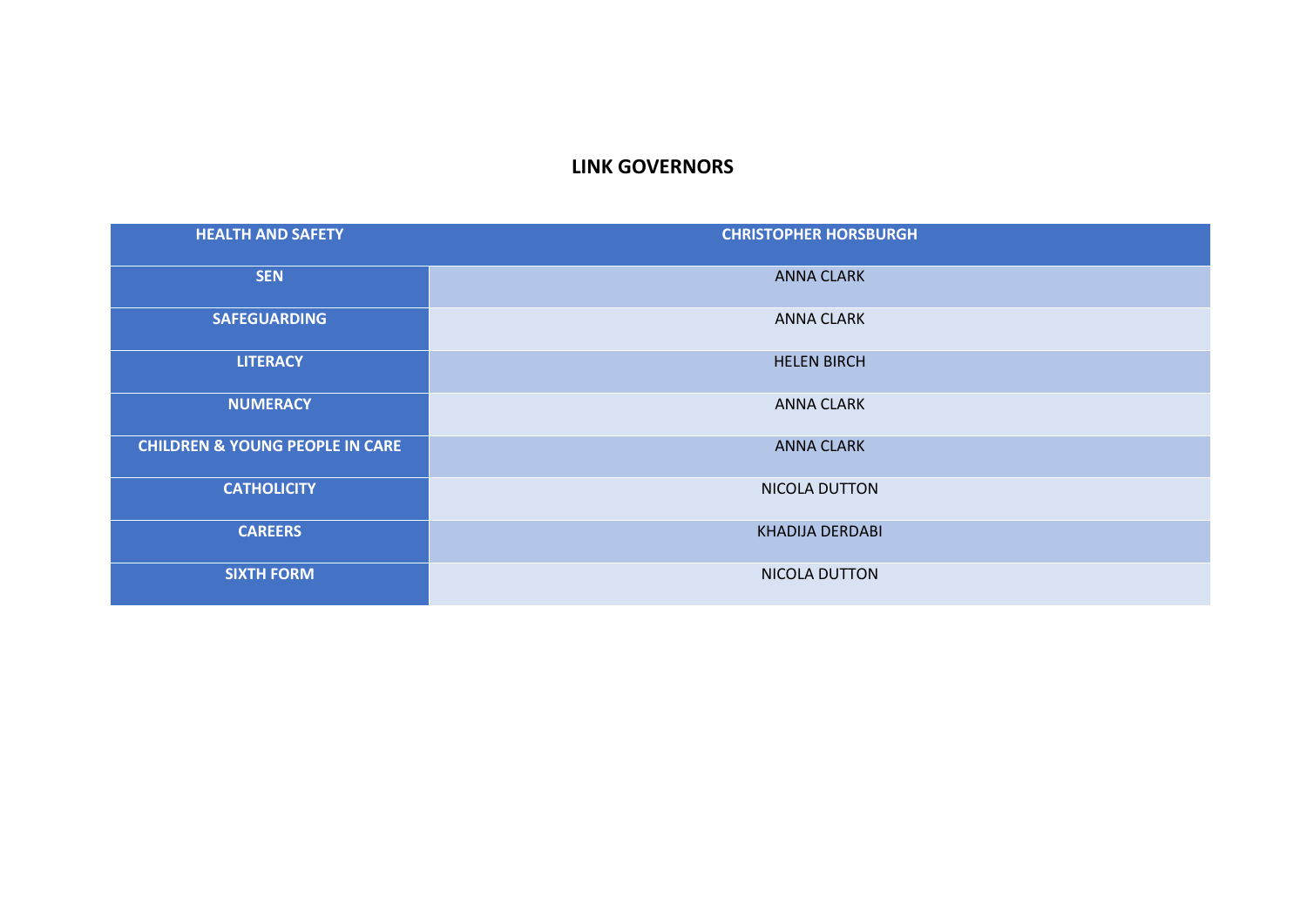## LINK GOVERNORS

| HEALTH AND SAFETY | CHRISTOPHER HORSBURGH |
|---|---|
| SEN | ANNA CLARK |
| SAFEGUARDING | ANNA CLARK |
| LITERACY | HELEN BIRCH |
| NUMERACY | ANNA CLARK |
| CHILDREN & YOUNG PEOPLE IN CARE | ANNA CLARK |
| CATHOLICITY | NICOLA DUTTON |
| CAREERS | KHADIJA DERDABI |
| SIXTH FORM | NICOLA DUTTON |